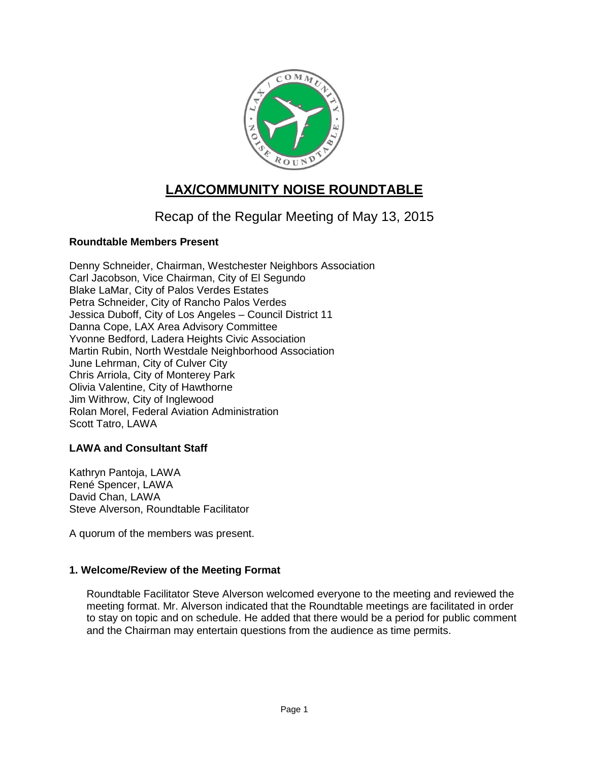# LAX/COMMUNITY NOISE ROUNDTABLE

## Recap of the Regular Meeting of May 13, 2015

**Roundtable Members Present**

Denny Schneider, Chairman, Westchester Neighbors Association
Carl Jacobson, Vice Chairman, City of El Segundo
Blake LaMar, City of Palos Verdes Estates
Petra Schneider, City of Rancho Palos Verdes
Jessica Duboff, City of Los Angeles – Council District 11
Danna Cope, LAX Area Advisory Committee
Yvonne Bedford, Ladera Heights Civic Association
Martin Rubin, North Westdale Neighborhood Association
June Lehrman, City of Culver City
Chris Arriola, City of Monterey Park
Olivia Valentine, City of Hawthorne
Jim Withrow, City of Inglewood
Rolan Morel, Federal Aviation Administration
Scott Tatro, LAWA

**LAWA and Consultant Staff**

Kathryn Pantoja, LAWA
René Spencer, LAWA
David Chan, LAWA
Steve Alverson, Roundtable Facilitator

A quorum of the members was present.

**1. Welcome/Review of the Meeting Format**

Roundtable Facilitator Steve Alverson welcomed everyone to the meeting and reviewed the meeting format. Mr. Alverson indicated that the Roundtable meetings are facilitated in order to stay on topic and on schedule. He added that there would be a period for public comment and the Chairman may entertain questions from the audience as time permits.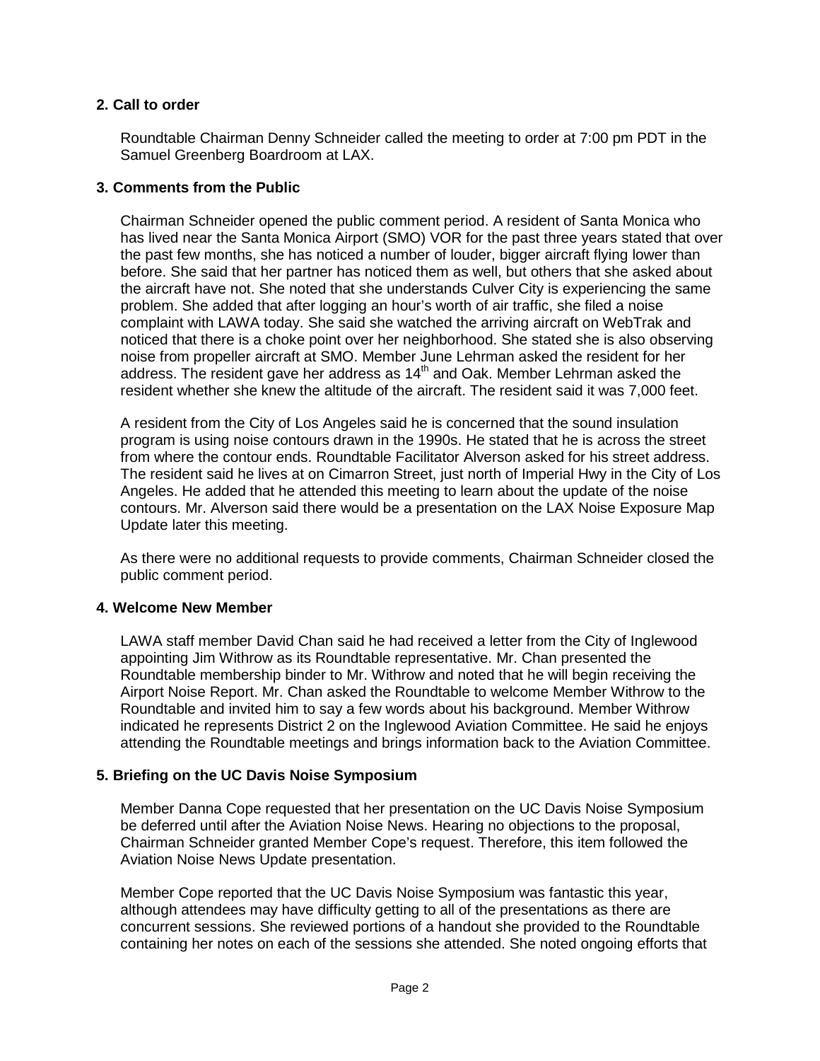### 2. Call to order

Roundtable Chairman Denny Schneider called the meeting to order at 7:00 pm PDT in the Samuel Greenberg Boardroom at LAX.

### 3. Comments from the Public

Chairman Schneider opened the public comment period. A resident of Santa Monica who has lived near the Santa Monica Airport (SMO) VOR for the past three years stated that over the past few months, she has noticed a number of louder, bigger aircraft flying lower than before. She said that her partner has noticed them as well, but others that she asked about the aircraft have not. She noted that she understands Culver City is experiencing the same problem. She added that after logging an hour's worth of air traffic, she filed a noise complaint with LAWA today. She said she watched the arriving aircraft on WebTrak and noticed that there is a choke point over her neighborhood. She stated she is also observing noise from propeller aircraft at SMO. Member June Lehrman asked the resident for her address. The resident gave her address as 14th and Oak. Member Lehrman asked the resident whether she knew the altitude of the aircraft. The resident said it was 7,000 feet.

A resident from the City of Los Angeles said he is concerned that the sound insulation program is using noise contours drawn in the 1990s. He stated that he is across the street from where the contour ends. Roundtable Facilitator Alverson asked for his street address. The resident said he lives at on Cimarron Street, just north of Imperial Hwy in the City of Los Angeles. He added that he attended this meeting to learn about the update of the noise contours. Mr. Alverson said there would be a presentation on the LAX Noise Exposure Map Update later this meeting.

As there were no additional requests to provide comments, Chairman Schneider closed the public comment period.

### 4. Welcome New Member

LAWA staff member David Chan said he had received a letter from the City of Inglewood appointing Jim Withrow as its Roundtable representative. Mr. Chan presented the Roundtable membership binder to Mr. Withrow and noted that he will begin receiving the Airport Noise Report. Mr. Chan asked the Roundtable to welcome Member Withrow to the Roundtable and invited him to say a few words about his background. Member Withrow indicated he represents District 2 on the Inglewood Aviation Committee. He said he enjoys attending the Roundtable meetings and brings information back to the Aviation Committee.

### 5. Briefing on the UC Davis Noise Symposium

Member Danna Cope requested that her presentation on the UC Davis Noise Symposium be deferred until after the Aviation Noise News. Hearing no objections to the proposal, Chairman Schneider granted Member Cope's request. Therefore, this item followed the Aviation Noise News Update presentation.

Member Cope reported that the UC Davis Noise Symposium was fantastic this year, although attendees may have difficulty getting to all of the presentations as there are concurrent sessions. She reviewed portions of a handout she provided to the Roundtable containing her notes on each of the sessions she attended. She noted ongoing efforts that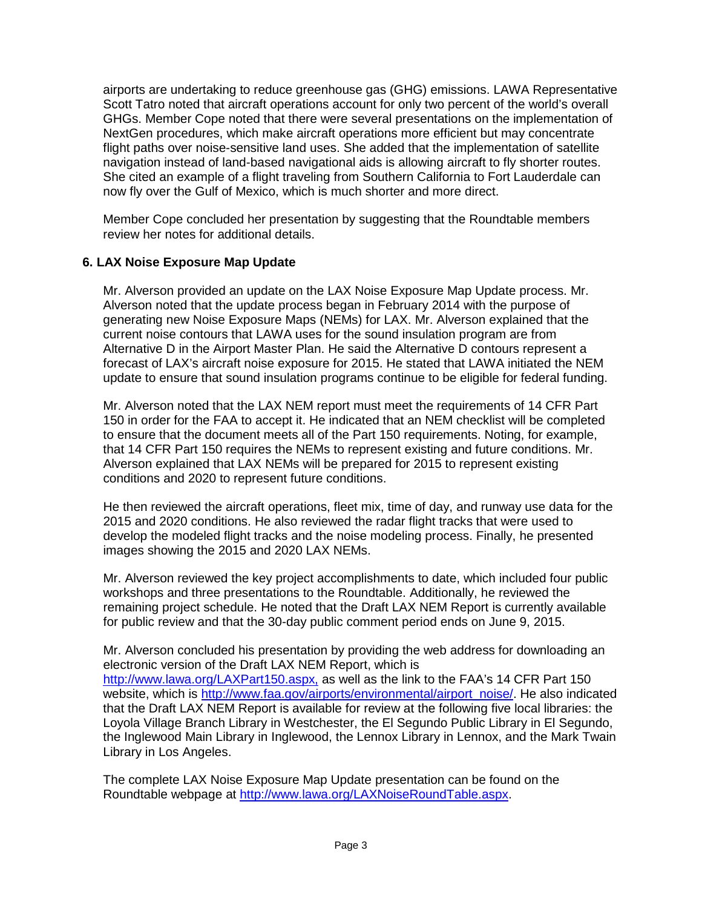airports are undertaking to reduce greenhouse gas (GHG) emissions. LAWA Representative Scott Tatro noted that aircraft operations account for only two percent of the world's overall GHGs. Member Cope noted that there were several presentations on the implementation of NextGen procedures, which make aircraft operations more efficient but may concentrate flight paths over noise-sensitive land uses. She added that the implementation of satellite navigation instead of land-based navigational aids is allowing aircraft to fly shorter routes. She cited an example of a flight traveling from Southern California to Fort Lauderdale can now fly over the Gulf of Mexico, which is much shorter and more direct.

Member Cope concluded her presentation by suggesting that the Roundtable members review her notes for additional details.

**6. LAX Noise Exposure Map Update**

Mr. Alverson provided an update on the LAX Noise Exposure Map Update process. Mr. Alverson noted that the update process began in February 2014 with the purpose of generating new Noise Exposure Maps (NEMs) for LAX. Mr. Alverson explained that the current noise contours that LAWA uses for the sound insulation program are from Alternative D in the Airport Master Plan. He said the Alternative D contours represent a forecast of LAX's aircraft noise exposure for 2015. He stated that LAWA initiated the NEM update to ensure that sound insulation programs continue to be eligible for federal funding.

Mr. Alverson noted that the LAX NEM report must meet the requirements of 14 CFR Part 150 in order for the FAA to accept it. He indicated that an NEM checklist will be completed to ensure that the document meets all of the Part 150 requirements. Noting, for example, that 14 CFR Part 150 requires the NEMs to represent existing and future conditions. Mr. Alverson explained that LAX NEMs will be prepared for 2015 to represent existing conditions and 2020 to represent future conditions.

He then reviewed the aircraft operations, fleet mix, time of day, and runway use data for the 2015 and 2020 conditions. He also reviewed the radar flight tracks that were used to develop the modeled flight tracks and the noise modeling process. Finally, he presented images showing the 2015 and 2020 LAX NEMs.

Mr. Alverson reviewed the key project accomplishments to date, which included four public workshops and three presentations to the Roundtable. Additionally, he reviewed the remaining project schedule. He noted that the Draft LAX NEM Report is currently available for public review and that the 30-day public comment period ends on June 9, 2015.

Mr. Alverson concluded his presentation by providing the web address for downloading an electronic version of the Draft LAX NEM Report, which is http://www.lawa.org/LAXPart150.aspx, as well as the link to the FAA's 14 CFR Part 150 website, which is http://www.faa.gov/airports/environmental/airport_noise/. He also indicated that the Draft LAX NEM Report is available for review at the following five local libraries: the Loyola Village Branch Library in Westchester, the El Segundo Public Library in El Segundo, the Inglewood Main Library in Inglewood, the Lennox Library in Lennox, and the Mark Twain Library in Los Angeles.

The complete LAX Noise Exposure Map Update presentation can be found on the Roundtable webpage at http://www.lawa.org/LAXNoiseRoundTable.aspx.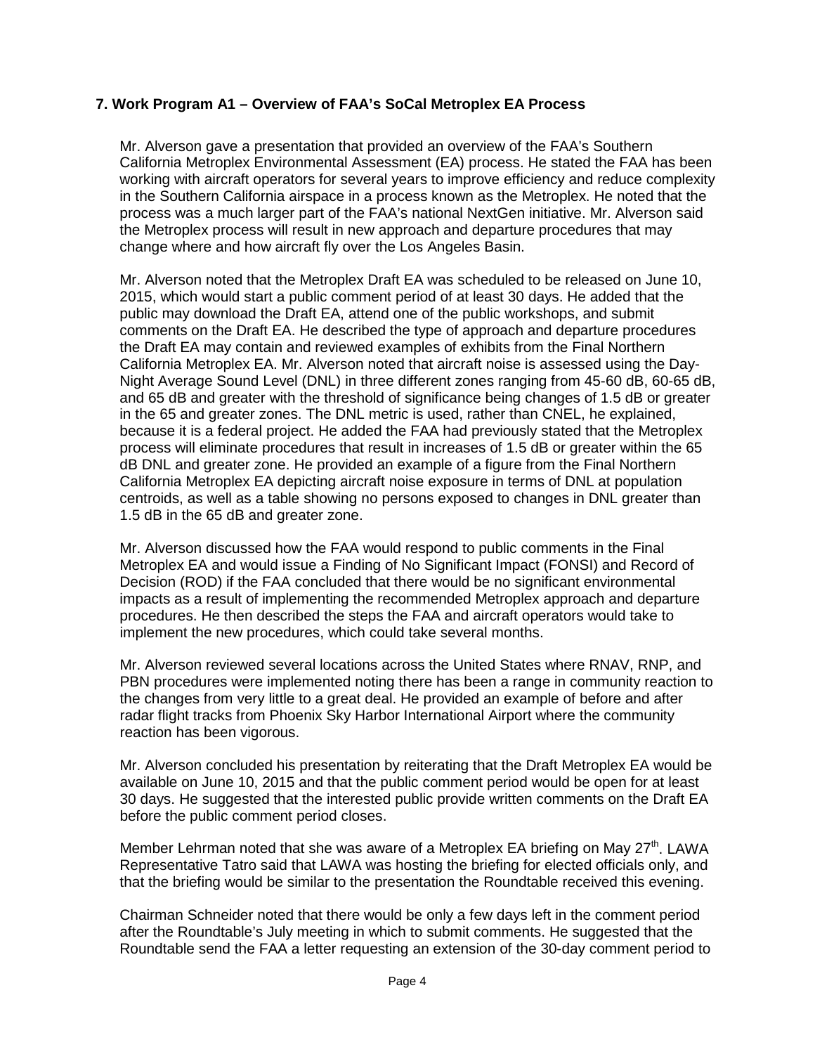### 7. Work Program A1 – Overview of FAA's SoCal Metroplex EA Process

Mr. Alverson gave a presentation that provided an overview of the FAA's Southern California Metroplex Environmental Assessment (EA) process. He stated the FAA has been working with aircraft operators for several years to improve efficiency and reduce complexity in the Southern California airspace in a process known as the Metroplex. He noted that the process was a much larger part of the FAA's national NextGen initiative. Mr. Alverson said the Metroplex process will result in new approach and departure procedures that may change where and how aircraft fly over the Los Angeles Basin.

Mr. Alverson noted that the Metroplex Draft EA was scheduled to be released on June 10, 2015, which would start a public comment period of at least 30 days. He added that the public may download the Draft EA, attend one of the public workshops, and submit comments on the Draft EA. He described the type of approach and departure procedures the Draft EA may contain and reviewed examples of exhibits from the Final Northern California Metroplex EA. Mr. Alverson noted that aircraft noise is assessed using the Day-Night Average Sound Level (DNL) in three different zones ranging from 45-60 dB, 60-65 dB, and 65 dB and greater with the threshold of significance being changes of 1.5 dB or greater in the 65 and greater zones. The DNL metric is used, rather than CNEL, he explained, because it is a federal project. He added the FAA had previously stated that the Metroplex process will eliminate procedures that result in increases of 1.5 dB or greater within the 65 dB DNL and greater zone. He provided an example of a figure from the Final Northern California Metroplex EA depicting aircraft noise exposure in terms of DNL at population centroids, as well as a table showing no persons exposed to changes in DNL greater than 1.5 dB in the 65 dB and greater zone.

Mr. Alverson discussed how the FAA would respond to public comments in the Final Metroplex EA and would issue a Finding of No Significant Impact (FONSI) and Record of Decision (ROD) if the FAA concluded that there would be no significant environmental impacts as a result of implementing the recommended Metroplex approach and departure procedures. He then described the steps the FAA and aircraft operators would take to implement the new procedures, which could take several months.

Mr. Alverson reviewed several locations across the United States where RNAV, RNP, and PBN procedures were implemented noting there has been a range in community reaction to the changes from very little to a great deal. He provided an example of before and after radar flight tracks from Phoenix Sky Harbor International Airport where the community reaction has been vigorous.

Mr. Alverson concluded his presentation by reiterating that the Draft Metroplex EA would be available on June 10, 2015 and that the public comment period would be open for at least 30 days. He suggested that the interested public provide written comments on the Draft EA before the public comment period closes.

Member Lehrman noted that she was aware of a Metroplex EA briefing on May 27th. LAWA Representative Tatro said that LAWA was hosting the briefing for elected officials only, and that the briefing would be similar to the presentation the Roundtable received this evening.

Chairman Schneider noted that there would be only a few days left in the comment period after the Roundtable's July meeting in which to submit comments. He suggested that the Roundtable send the FAA a letter requesting an extension of the 30-day comment period to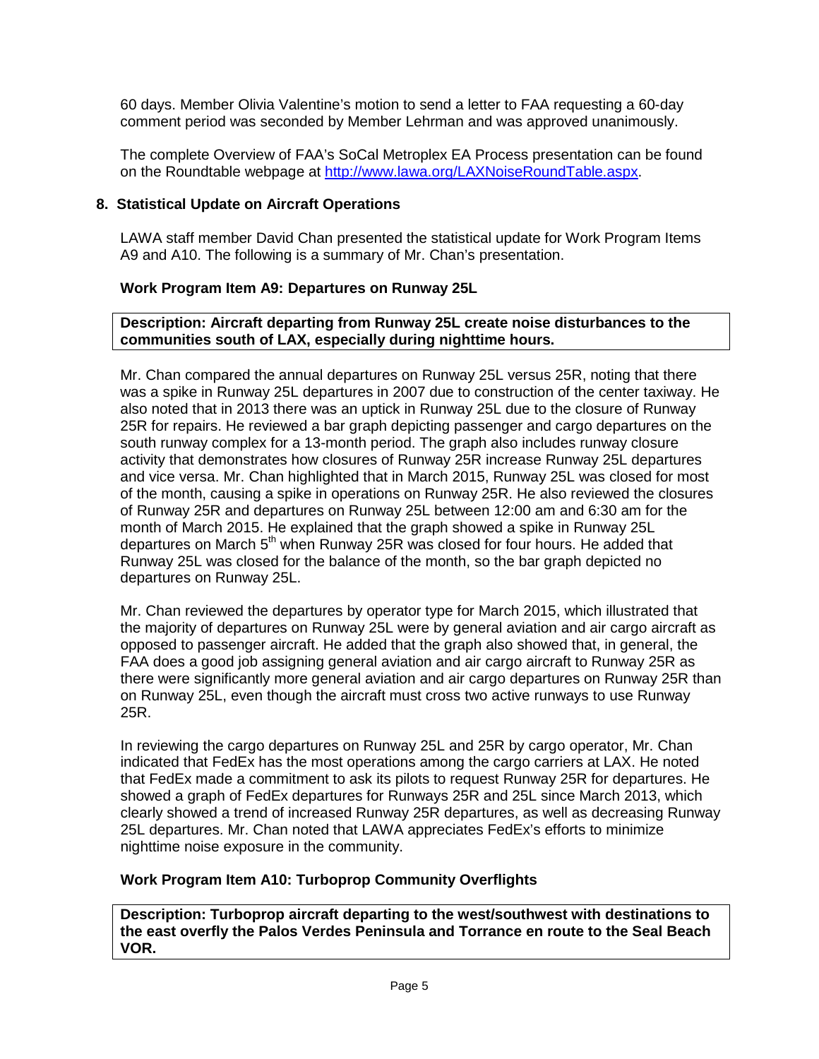60 days. Member Olivia Valentine's motion to send a letter to FAA requesting a 60-day comment period was seconded by Member Lehrman and was approved unanimously.

The complete Overview of FAA's SoCal Metroplex EA Process presentation can be found on the Roundtable webpage at http://www.lawa.org/LAXNoiseRoundTable.aspx.

## 8. Statistical Update on Aircraft Operations

LAWA staff member David Chan presented the statistical update for Work Program Items A9 and A10. The following is a summary of Mr. Chan's presentation.

### Work Program Item A9: Departures on Runway 25L

| **Description: Aircraft departing from Runway 25L create noise disturbances to the communities south of LAX, especially during nighttime hours.** |
|---|

Mr. Chan compared the annual departures on Runway 25L versus 25R, noting that there was a spike in Runway 25L departures in 2007 due to construction of the center taxiway. He also noted that in 2013 there was an uptick in Runway 25L due to the closure of Runway 25R for repairs. He reviewed a bar graph depicting passenger and cargo departures on the south runway complex for a 13-month period. The graph also includes runway closure activity that demonstrates how closures of Runway 25R increase Runway 25L departures and vice versa. Mr. Chan highlighted that in March 2015, Runway 25L was closed for most of the month, causing a spike in operations on Runway 25R. He also reviewed the closures of Runway 25R and departures on Runway 25L between 12:00 am and 6:30 am for the month of March 2015. He explained that the graph showed a spike in Runway 25L departures on March 5th when Runway 25R was closed for four hours. He added that Runway 25L was closed for the balance of the month, so the bar graph depicted no departures on Runway 25L.

Mr. Chan reviewed the departures by operator type for March 2015, which illustrated that the majority of departures on Runway 25L were by general aviation and air cargo aircraft as opposed to passenger aircraft. He added that the graph also showed that, in general, the FAA does a good job assigning general aviation and air cargo aircraft to Runway 25R as there were significantly more general aviation and air cargo departures on Runway 25R than on Runway 25L, even though the aircraft must cross two active runways to use Runway 25R.

In reviewing the cargo departures on Runway 25L and 25R by cargo operator, Mr. Chan indicated that FedEx has the most operations among the cargo carriers at LAX. He noted that FedEx made a commitment to ask its pilots to request Runway 25R for departures. He showed a graph of FedEx departures for Runways 25R and 25L since March 2013, which clearly showed a trend of increased Runway 25R departures, as well as decreasing Runway 25L departures. Mr. Chan noted that LAWA appreciates FedEx's efforts to minimize nighttime noise exposure in the community.

### Work Program Item A10: Turboprop Community Overflights

| **Description: Turboprop aircraft departing to the west/southwest with destinations to the east overfly the Palos Verdes Peninsula and Torrance en route to the Seal Beach VOR.** |
|---|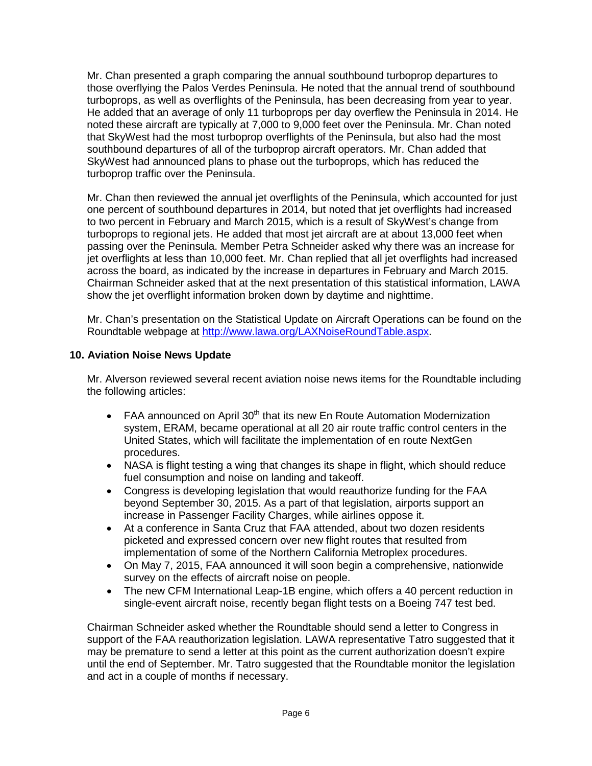Mr. Chan presented a graph comparing the annual southbound turboprop departures to those overflying the Palos Verdes Peninsula. He noted that the annual trend of southbound turboprops, as well as overflights of the Peninsula, has been decreasing from year to year. He added that an average of only 11 turboprops per day overflew the Peninsula in 2014. He noted these aircraft are typically at 7,000 to 9,000 feet over the Peninsula. Mr. Chan noted that SkyWest had the most turboprop overflights of the Peninsula, but also had the most southbound departures of all of the turboprop aircraft operators. Mr. Chan added that SkyWest had announced plans to phase out the turboprops, which has reduced the turboprop traffic over the Peninsula.

Mr. Chan then reviewed the annual jet overflights of the Peninsula, which accounted for just one percent of southbound departures in 2014, but noted that jet overflights had increased to two percent in February and March 2015, which is a result of SkyWest's change from turboprops to regional jets. He added that most jet aircraft are at about 13,000 feet when passing over the Peninsula. Member Petra Schneider asked why there was an increase for jet overflights at less than 10,000 feet. Mr. Chan replied that all jet overflights had increased across the board, as indicated by the increase in departures in February and March 2015. Chairman Schneider asked that at the next presentation of this statistical information, LAWA show the jet overflight information broken down by daytime and nighttime.

Mr. Chan's presentation on the Statistical Update on Aircraft Operations can be found on the Roundtable webpage at [http://www.lawa.org/LAXNoiseRoundTable.aspx](http://www.lawa.org/LAXNoiseRoundTable.aspx).

### 10. Aviation Noise News Update

Mr. Alverson reviewed several recent aviation noise news items for the Roundtable including the following articles:

- FAA announced on April 30th that its new En Route Automation Modernization system, ERAM, became operational at all 20 air route traffic control centers in the United States, which will facilitate the implementation of en route NextGen procedures.
- NASA is flight testing a wing that changes its shape in flight, which should reduce fuel consumption and noise on landing and takeoff.
- Congress is developing legislation that would reauthorize funding for the FAA beyond September 30, 2015. As a part of that legislation, airports support an increase in Passenger Facility Charges, while airlines oppose it.
- At a conference in Santa Cruz that FAA attended, about two dozen residents picketed and expressed concern over new flight routes that resulted from implementation of some of the Northern California Metroplex procedures.
- On May 7, 2015, FAA announced it will soon begin a comprehensive, nationwide survey on the effects of aircraft noise on people.
- The new CFM International Leap-1B engine, which offers a 40 percent reduction in single-event aircraft noise, recently began flight tests on a Boeing 747 test bed.

Chairman Schneider asked whether the Roundtable should send a letter to Congress in support of the FAA reauthorization legislation. LAWA representative Tatro suggested that it may be premature to send a letter at this point as the current authorization doesn't expire until the end of September. Mr. Tatro suggested that the Roundtable monitor the legislation and act in a couple of months if necessary.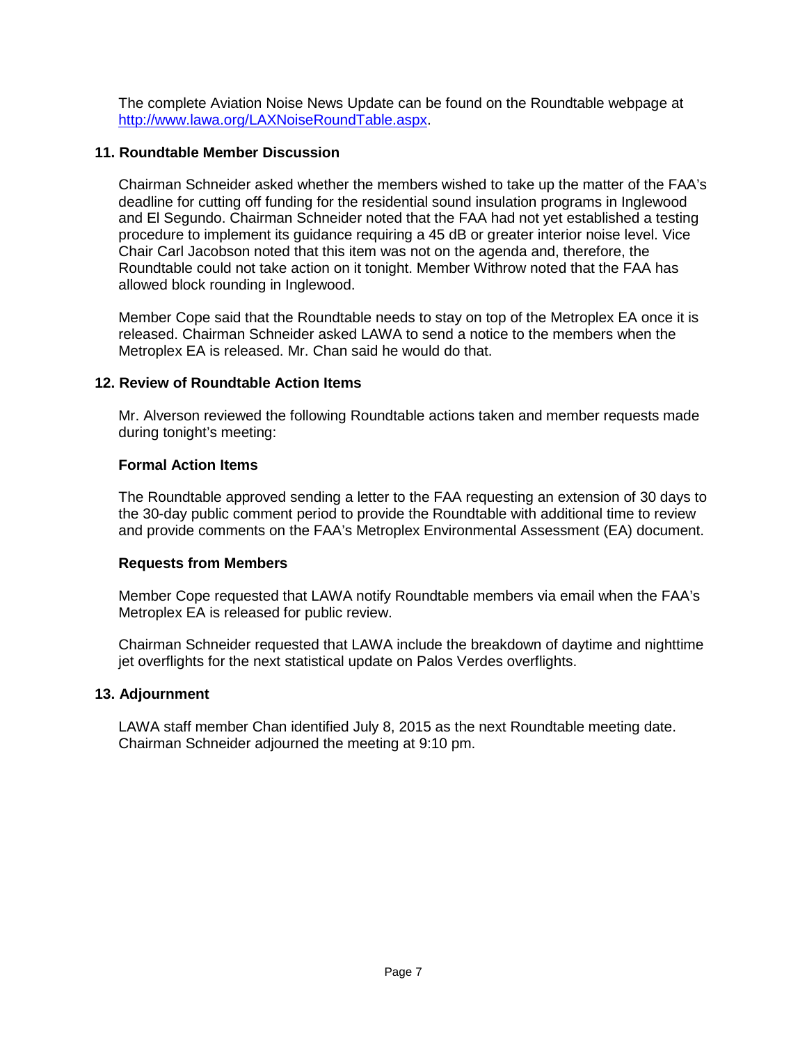The complete Aviation Noise News Update can be found on the Roundtable webpage at http://www.lawa.org/LAXNoiseRoundTable.aspx.

**11. Roundtable Member Discussion**

Chairman Schneider asked whether the members wished to take up the matter of the FAA's deadline for cutting off funding for the residential sound insulation programs in Inglewood and El Segundo. Chairman Schneider noted that the FAA had not yet established a testing procedure to implement its guidance requiring a 45 dB or greater interior noise level. Vice Chair Carl Jacobson noted that this item was not on the agenda and, therefore, the Roundtable could not take action on it tonight. Member Withrow noted that the FAA has allowed block rounding in Inglewood.

Member Cope said that the Roundtable needs to stay on top of the Metroplex EA once it is released. Chairman Schneider asked LAWA to send a notice to the members when the Metroplex EA is released. Mr. Chan said he would do that.

**12. Review of Roundtable Action Items**

Mr. Alverson reviewed the following Roundtable actions taken and member requests made during tonight's meeting:

**Formal Action Items**

The Roundtable approved sending a letter to the FAA requesting an extension of 30 days to the 30-day public comment period to provide the Roundtable with additional time to review and provide comments on the FAA's Metroplex Environmental Assessment (EA) document.

**Requests from Members**

Member Cope requested that LAWA notify Roundtable members via email when the FAA's Metroplex EA is released for public review.

Chairman Schneider requested that LAWA include the breakdown of daytime and nighttime jet overflights for the next statistical update on Palos Verdes overflights.

**13. Adjournment**

LAWA staff member Chan identified July 8, 2015 as the next Roundtable meeting date. Chairman Schneider adjourned the meeting at 9:10 pm.